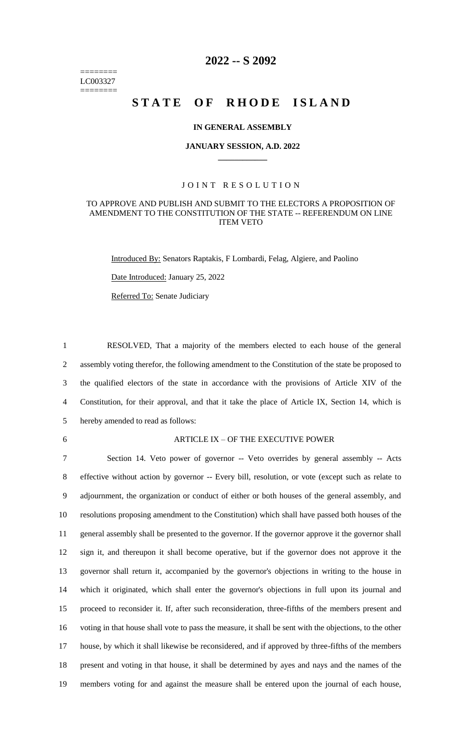========
LC003327
========

# 2022 -- S 2092

# STATE OF RHODE ISLAND

**IN GENERAL ASSEMBLY**

**JANUARY SESSION, A.D. 2022**

____________

JOINT RESOLUTION

TO APPROVE AND PUBLISH AND SUBMIT TO THE ELECTORS A PROPOSITION OF AMENDMENT TO THE CONSTITUTION OF THE STATE -- REFERENDUM ON LINE ITEM VETO

Introduced By: Senators Raptakis, F Lombardi, Felag, Algiere, and Paolino

Date Introduced: January 25, 2022

Referred To: Senate Judiciary

RESOLVED, That a majority of the members elected to each house of the general assembly voting therefor, the following amendment to the Constitution of the state be proposed to the qualified electors of the state in accordance with the provisions of Article XIV of the Constitution, for their approval, and that it take the place of Article IX, Section 14, which is hereby amended to read as follows:

ARTICLE IX – OF THE EXECUTIVE POWER

Section 14. Veto power of governor -- Veto overrides by general assembly -- Acts effective without action by governor -- Every bill, resolution, or vote (except such as relate to adjournment, the organization or conduct of either or both houses of the general assembly, and resolutions proposing amendment to the Constitution) which shall have passed both houses of the general assembly shall be presented to the governor. If the governor approve it the governor shall sign it, and thereupon it shall become operative, but if the governor does not approve it the governor shall return it, accompanied by the governor's objections in writing to the house in which it originated, which shall enter the governor's objections in full upon its journal and proceed to reconsider it. If, after such reconsideration, three-fifths of the members present and voting in that house shall vote to pass the measure, it shall be sent with the objections, to the other house, by which it shall likewise be reconsidered, and if approved by three-fifths of the members present and voting in that house, it shall be determined by ayes and nays and the names of the members voting for and against the measure shall be entered upon the journal of each house,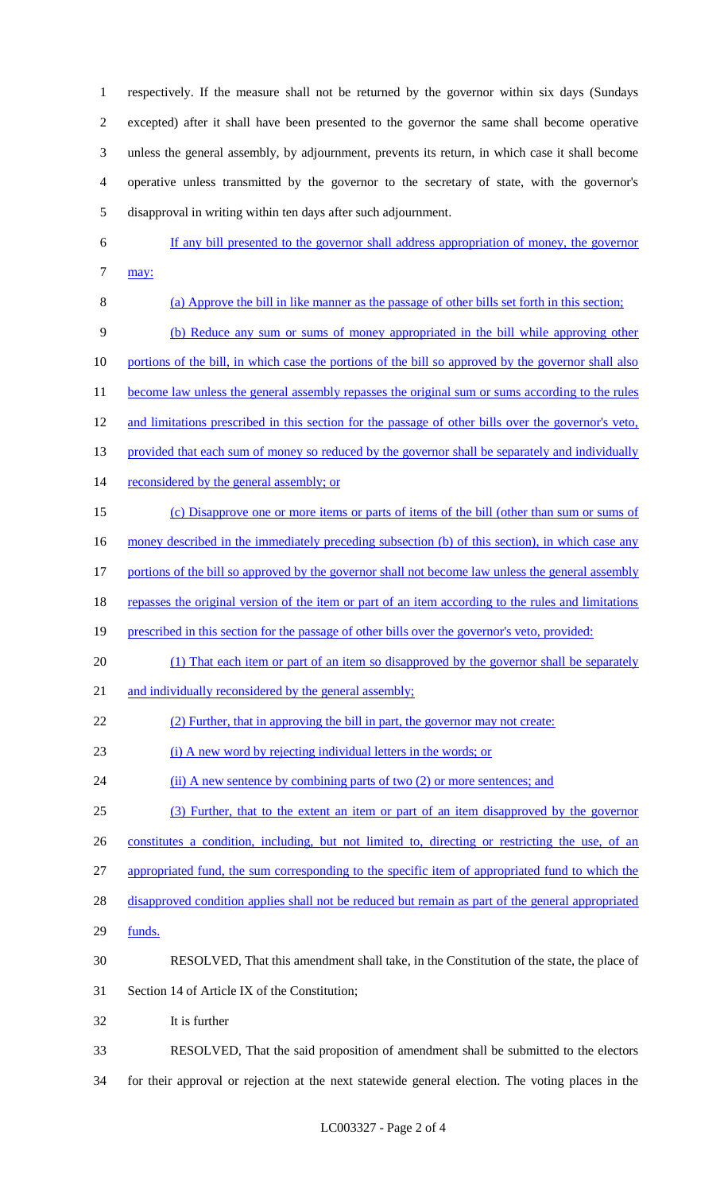respectively. If the measure shall not be returned by the governor within six days (Sundays excepted) after it shall have been presented to the governor the same shall become operative unless the general assembly, by adjournment, prevents its return, in which case it shall become operative unless transmitted by the governor to the secretary of state, with the governor's disapproval in writing within ten days after such adjournment.

If any bill presented to the governor shall address appropriation of money, the governor may:

(a) Approve the bill in like manner as the passage of other bills set forth in this section;

(b) Reduce any sum or sums of money appropriated in the bill while approving other portions of the bill, in which case the portions of the bill so approved by the governor shall also become law unless the general assembly repasses the original sum or sums according to the rules and limitations prescribed in this section for the passage of other bills over the governor's veto, provided that each sum of money so reduced by the governor shall be separately and individually reconsidered by the general assembly; or

(c) Disapprove one or more items or parts of items of the bill (other than sum or sums of money described in the immediately preceding subsection (b) of this section), in which case any portions of the bill so approved by the governor shall not become law unless the general assembly repasses the original version of the item or part of an item according to the rules and limitations prescribed in this section for the passage of other bills over the governor's veto, provided:

(1) That each item or part of an item so disapproved by the governor shall be separately and individually reconsidered by the general assembly;

(2) Further, that in approving the bill in part, the governor may not create:

(i) A new word by rejecting individual letters in the words; or

(ii) A new sentence by combining parts of two (2) or more sentences; and

(3) Further, that to the extent an item or part of an item disapproved by the governor constitutes a condition, including, but not limited to, directing or restricting the use, of an appropriated fund, the sum corresponding to the specific item of appropriated fund to which the disapproved condition applies shall not be reduced but remain as part of the general appropriated funds.

RESOLVED, That this amendment shall take, in the Constitution of the state, the place of Section 14 of Article IX of the Constitution;

It is further

RESOLVED, That the said proposition of amendment shall be submitted to the electors for their approval or rejection at the next statewide general election. The voting places in the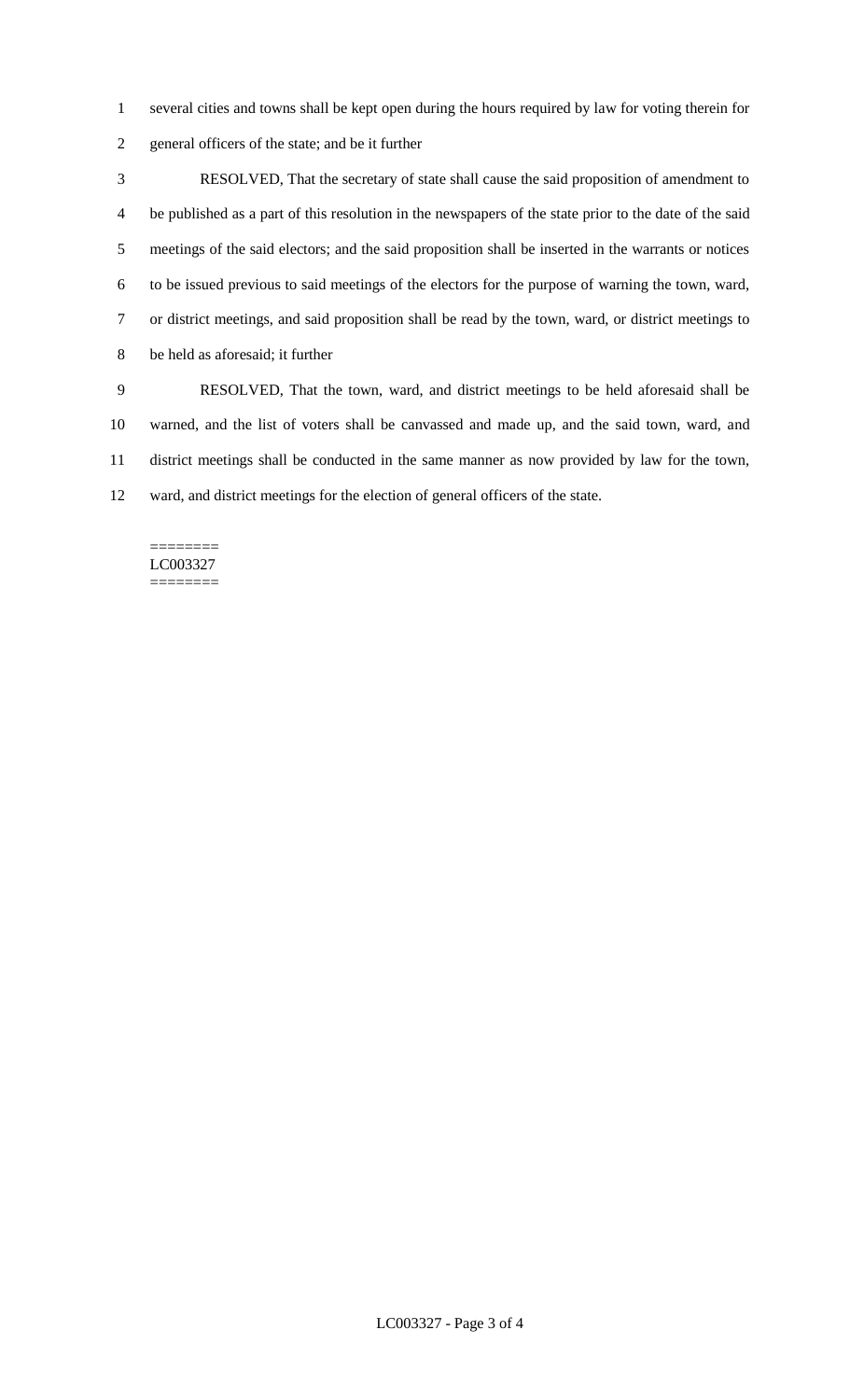several cities and towns shall be kept open during the hours required by law for voting therein for general officers of the state; and be it further

RESOLVED, That the secretary of state shall cause the said proposition of amendment to be published as a part of this resolution in the newspapers of the state prior to the date of the said meetings of the said electors; and the said proposition shall be inserted in the warrants or notices to be issued previous to said meetings of the electors for the purpose of warning the town, ward, or district meetings, and said proposition shall be read by the town, ward, or district meetings to be held as aforesaid; it further

RESOLVED, That the town, ward, and district meetings to be held aforesaid shall be warned, and the list of voters shall be canvassed and made up, and the said town, ward, and district meetings shall be conducted in the same manner as now provided by law for the town, ward, and district meetings for the election of general officers of the state.

========
LC003327
========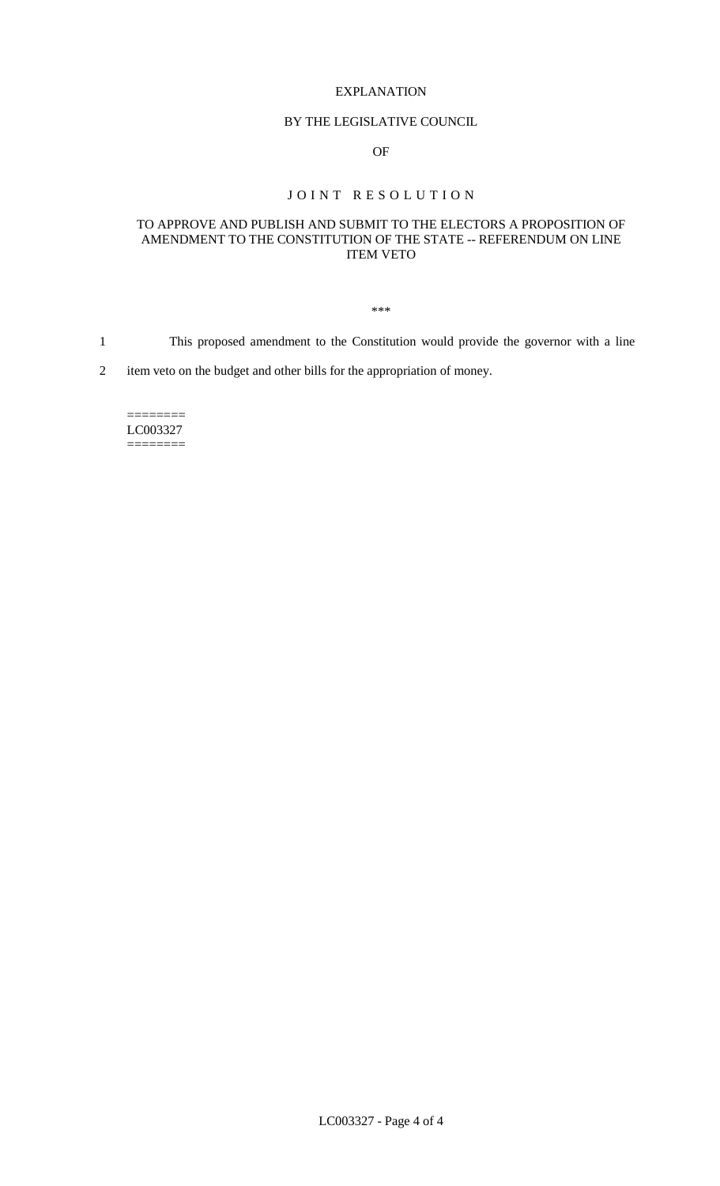EXPLANATION

BY THE LEGISLATIVE COUNCIL

OF

# J O I N T   R E S O L U T I O N

TO APPROVE AND PUBLISH AND SUBMIT TO THE ELECTORS A PROPOSITION OF AMENDMENT TO THE CONSTITUTION OF THE STATE -- REFERENDUM ON LINE ITEM VETO

***

This proposed amendment to the Constitution would provide the governor with a line item veto on the budget and other bills for the appropriation of money.

========
LC003327
========